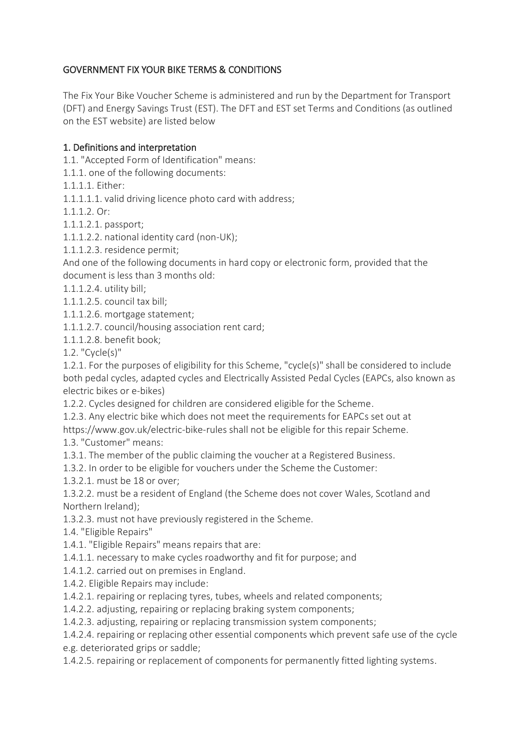## GOVERNMENT FIX YOUR BIKE TERMS & CONDITIONS

The Fix Your Bike Voucher Scheme is administered and run by the Department for Transport (DFT) and Energy Savings Trust (EST). The DFT and EST set Terms and Conditions (as outlined on the EST website) are listed below

### 1. Definitions and interpretation

1.1. "Accepted Form of Identification" means:

1.1.1. one of the following documents:

1.1.1.1. Either:

1.1.1.1.1. valid driving licence photo card with address;

1.1.1.2. Or:

1.1.1.2.1. passport;

1.1.1.2.2. national identity card (non-UK);

1.1.1.2.3. residence permit;

And one of the following documents in hard copy or electronic form, provided that the document is less than 3 months old:

1.1.1.2.4. utility bill;

1.1.1.2.5. council tax bill;

1.1.1.2.6. mortgage statement;

1.1.1.2.7. council/housing association rent card;

1.1.1.2.8. benefit book;

1.2. "Cycle(s)"

1.2.1. For the purposes of eligibility for this Scheme, "cycle(s)" shall be considered to include both pedal cycles, adapted cycles and Electrically Assisted Pedal Cycles (EAPCs, also known as electric bikes or e-bikes)

1.2.2. Cycles designed for children are considered eligible for the Scheme.

1.2.3. Any electric bike which does not meet the requirements for EAPCs set out at https://www.gov.uk/electric-bike-rules shall not be eligible for this repair Scheme.

1.3. "Customer" means:

1.3.1. The member of the public claiming the voucher at a Registered Business.

1.3.2. In order to be eligible for vouchers under the Scheme the Customer:

1.3.2.1. must be 18 or over;

1.3.2.2. must be a resident of England (the Scheme does not cover Wales, Scotland and Northern Ireland);

1.3.2.3. must not have previously registered in the Scheme.

1.4. "Eligible Repairs"

1.4.1. "Eligible Repairs" means repairs that are:

1.4.1.1. necessary to make cycles roadworthy and fit for purpose; and

1.4.1.2. carried out on premises in England.

1.4.2. Eligible Repairs may include:

1.4.2.1. repairing or replacing tyres, tubes, wheels and related components;

1.4.2.2. adjusting, repairing or replacing braking system components;

1.4.2.3. adjusting, repairing or replacing transmission system components;

1.4.2.4. repairing or replacing other essential components which prevent safe use of the cycle e.g. deteriorated grips or saddle;

1.4.2.5. repairing or replacement of components for permanently fitted lighting systems.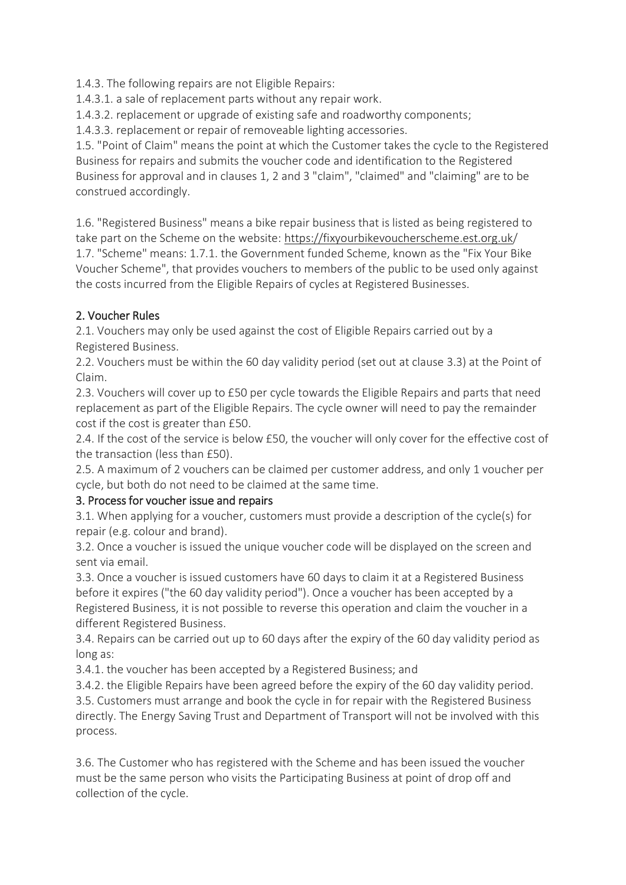1.4.3. The following repairs are not Eligible Repairs:

1.4.3.1. a sale of replacement parts without any repair work.

1.4.3.2. replacement or upgrade of existing safe and roadworthy components;

1.4.3.3. replacement or repair of removeable lighting accessories.

1.5. "Point of Claim" means the point at which the Customer takes the cycle to the Registered Business for repairs and submits the voucher code and identification to the Registered Business for approval and in clauses 1, 2 and 3 "claim", "claimed" and "claiming" are to be construed accordingly.

1.6. "Registered Business" means a bike repair business that is listed as being registered to take part on the Scheme on the website: https://fixyourbikevoucherscheme.est.org.uk/

1.7. "Scheme" means: 1.7.1. the Government funded Scheme, known as the "Fix Your Bike Voucher Scheme", that provides vouchers to members of the public to be used only against the costs incurred from the Eligible Repairs of cycles at Registered Businesses.

## 2. Voucher Rules

2.1. Vouchers may only be used against the cost of Eligible Repairs carried out by a Registered Business.

2.2. Vouchers must be within the 60 day validity period (set out at clause 3.3) at the Point of Claim.

2.3. Vouchers will cover up to £50 per cycle towards the Eligible Repairs and parts that need replacement as part of the Eligible Repairs. The cycle owner will need to pay the remainder cost if the cost is greater than £50.

2.4. If the cost of the service is below £50, the voucher will only cover for the effective cost of the transaction (less than £50).

2.5. A maximum of 2 vouchers can be claimed per customer address, and only 1 voucher per cycle, but both do not need to be claimed at the same time.

## 3. Process for voucher issue and repairs

3.1. When applying for a voucher, customers must provide a description of the cycle(s) for repair (e.g. colour and brand).

3.2. Once a voucher is issued the unique voucher code will be displayed on the screen and sent via email.

3.3. Once a voucher is issued customers have 60 days to claim it at a Registered Business before it expires ("the 60 day validity period"). Once a voucher has been accepted by a Registered Business, it is not possible to reverse this operation and claim the voucher in a different Registered Business.

3.4. Repairs can be carried out up to 60 days after the expiry of the 60 day validity period as long as:

3.4.1. the voucher has been accepted by a Registered Business; and

3.4.2. the Eligible Repairs have been agreed before the expiry of the 60 day validity period.

3.5. Customers must arrange and book the cycle in for repair with the Registered Business directly. The Energy Saving Trust and Department of Transport will not be involved with this process.

3.6. The Customer who has registered with the Scheme and has been issued the voucher must be the same person who visits the Participating Business at point of drop off and collection of the cycle.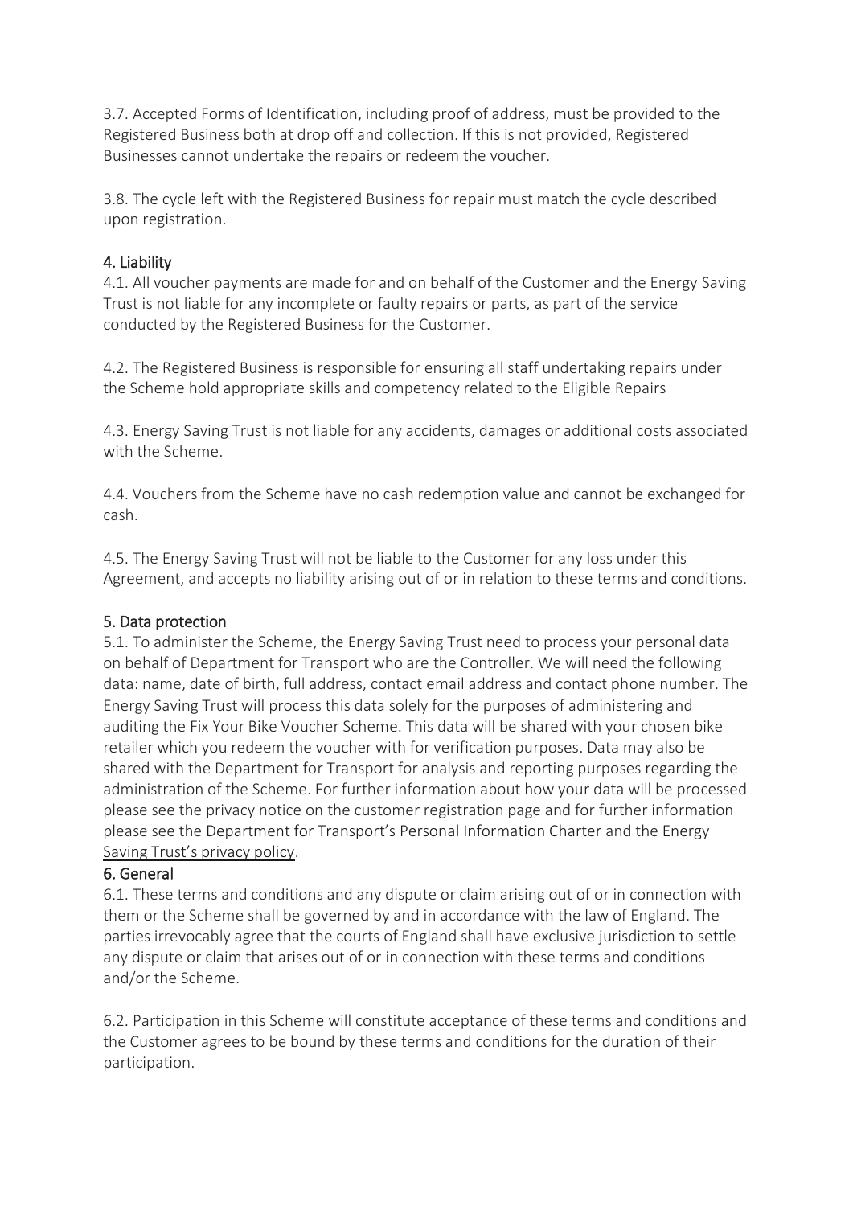3.7. Accepted Forms of Identification, including proof of address, must be provided to the Registered Business both at drop off and collection. If this is not provided, Registered Businesses cannot undertake the repairs or redeem the voucher.

3.8. The cycle left with the Registered Business for repair must match the cycle described upon registration.

## 4. Liability

4.1. All voucher payments are made for and on behalf of the Customer and the Energy Saving Trust is not liable for any incomplete or faulty repairs or parts, as part of the service conducted by the Registered Business for the Customer.

4.2. The Registered Business is responsible for ensuring all staff undertaking repairs under the Scheme hold appropriate skills and competency related to the Eligible Repairs

4.3. Energy Saving Trust is not liable for any accidents, damages or additional costs associated with the Scheme.

4.4. Vouchers from the Scheme have no cash redemption value and cannot be exchanged for cash.

4.5. The Energy Saving Trust will not be liable to the Customer for any loss under this Agreement, and accepts no liability arising out of or in relation to these terms and conditions.

## 5. Data protection

5.1. To administer the Scheme, the Energy Saving Trust need to process your personal data on behalf of Department for Transport who are the Controller. We will need the following data: name, date of birth, full address, contact email address and contact phone number. The Energy Saving Trust will process this data solely for the purposes of administering and auditing the Fix Your Bike Voucher Scheme. This data will be shared with your chosen bike retailer which you redeem the voucher with for verification purposes. Data may also be shared with the Department for Transport for analysis and reporting purposes regarding the administration of the Scheme. For further information about how your data will be processed please see the privacy notice on the customer registration page and for further information please see the Department for Transport's Personal Information Charter and the Energy Saving Trust's privacy policy.

## 6. General

6.1. These terms and conditions and any dispute or claim arising out of or in connection with them or the Scheme shall be governed by and in accordance with the law of England. The parties irrevocably agree that the courts of England shall have exclusive jurisdiction to settle any dispute or claim that arises out of or in connection with these terms and conditions and/or the Scheme.

6.2. Participation in this Scheme will constitute acceptance of these terms and conditions and the Customer agrees to be bound by these terms and conditions for the duration of their participation.